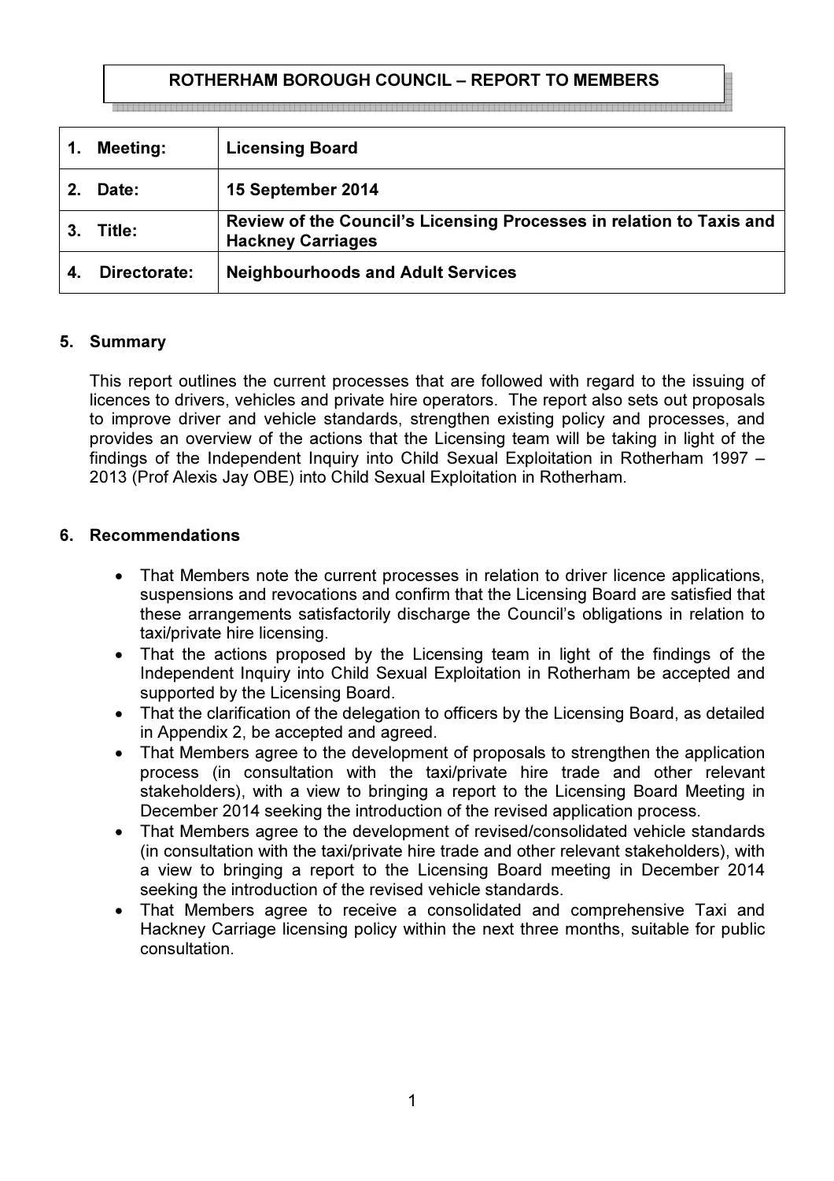# ROTHERHAM BOROUGH COUNCIL – REPORT TO MEMBERS

| | |
|---|---|
| **1. Meeting:** | **Licensing Board** |
| **2. Date:** | **15 September 2014** |
| **3. Title:** | **Review of the Council's Licensing Processes in relation to Taxis and Hackney Carriages** |
| **4. Directorate:** | **Neighbourhoods and Adult Services** |

## 5. Summary

This report outlines the current processes that are followed with regard to the issuing of licences to drivers, vehicles and private hire operators. The report also sets out proposals to improve driver and vehicle standards, strengthen existing policy and processes, and provides an overview of the actions that the Licensing team will be taking in light of the findings of the Independent Inquiry into Child Sexual Exploitation in Rotherham 1997 – 2013 (Prof Alexis Jay OBE) into Child Sexual Exploitation in Rotherham.

## 6. Recommendations

- That Members note the current processes in relation to driver licence applications, suspensions and revocations and confirm that the Licensing Board are satisfied that these arrangements satisfactorily discharge the Council's obligations in relation to taxi/private hire licensing.
- That the actions proposed by the Licensing team in light of the findings of the Independent Inquiry into Child Sexual Exploitation in Rotherham be accepted and supported by the Licensing Board.
- That the clarification of the delegation to officers by the Licensing Board, as detailed in Appendix 2, be accepted and agreed.
- That Members agree to the development of proposals to strengthen the application process (in consultation with the taxi/private hire trade and other relevant stakeholders), with a view to bringing a report to the Licensing Board Meeting in December 2014 seeking the introduction of the revised application process.
- That Members agree to the development of revised/consolidated vehicle standards (in consultation with the taxi/private hire trade and other relevant stakeholders), with a view to bringing a report to the Licensing Board meeting in December 2014 seeking the introduction of the revised vehicle standards.
- That Members agree to receive a consolidated and comprehensive Taxi and Hackney Carriage licensing policy within the next three months, suitable for public consultation.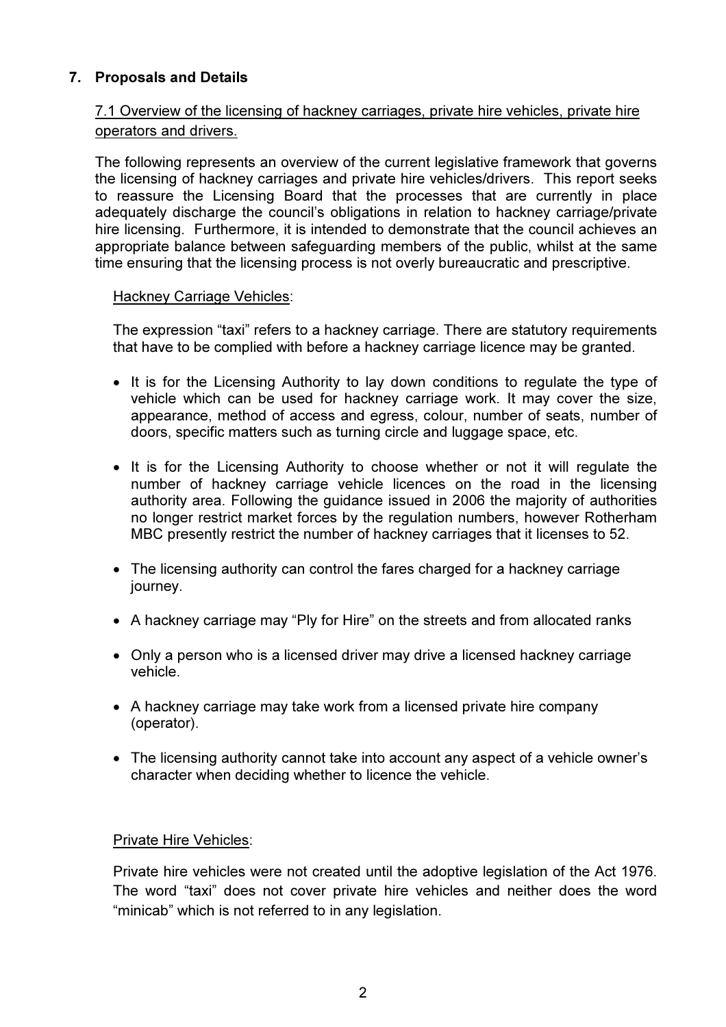## 7. Proposals and Details

7.1 Overview of the licensing of hackney carriages, private hire vehicles, private hire operators and drivers.

The following represents an overview of the current legislative framework that governs the licensing of hackney carriages and private hire vehicles/drivers. This report seeks to reassure the Licensing Board that the processes that are currently in place adequately discharge the council's obligations in relation to hackney carriage/private hire licensing. Furthermore, it is intended to demonstrate that the council achieves an appropriate balance between safeguarding members of the public, whilst at the same time ensuring that the licensing process is not overly bureaucratic and prescriptive.

Hackney Carriage Vehicles:

The expression "taxi" refers to a hackney carriage. There are statutory requirements that have to be complied with before a hackney carriage licence may be granted.

- It is for the Licensing Authority to lay down conditions to regulate the type of vehicle which can be used for hackney carriage work. It may cover the size, appearance, method of access and egress, colour, number of seats, number of doors, specific matters such as turning circle and luggage space, etc.
- It is for the Licensing Authority to choose whether or not it will regulate the number of hackney carriage vehicle licences on the road in the licensing authority area. Following the guidance issued in 2006 the majority of authorities no longer restrict market forces by the regulation numbers, however Rotherham MBC presently restrict the number of hackney carriages that it licenses to 52.
- The licensing authority can control the fares charged for a hackney carriage journey.
- A hackney carriage may "Ply for Hire" on the streets and from allocated ranks
- Only a person who is a licensed driver may drive a licensed hackney carriage vehicle.
- A hackney carriage may take work from a licensed private hire company (operator).
- The licensing authority cannot take into account any aspect of a vehicle owner's character when deciding whether to licence the vehicle.

Private Hire Vehicles:

Private hire vehicles were not created until the adoptive legislation of the Act 1976. The word "taxi" does not cover private hire vehicles and neither does the word "minicab" which is not referred to in any legislation.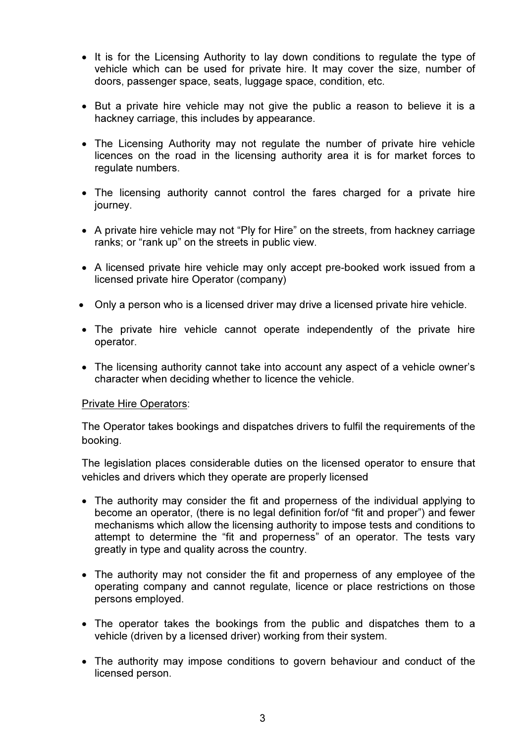- It is for the Licensing Authority to lay down conditions to regulate the type of vehicle which can be used for private hire. It may cover the size, number of doors, passenger space, seats, luggage space, condition, etc.

- But a private hire vehicle may not give the public a reason to believe it is a hackney carriage, this includes by appearance.

- The Licensing Authority may not regulate the number of private hire vehicle licences on the road in the licensing authority area it is for market forces to regulate numbers.

- The licensing authority cannot control the fares charged for a private hire journey.

- A private hire vehicle may not "Ply for Hire" on the streets, from hackney carriage ranks; or "rank up" on the streets in public view.

- A licensed private hire vehicle may only accept pre-booked work issued from a licensed private hire Operator (company)

- Only a person who is a licensed driver may drive a licensed private hire vehicle.

- The private hire vehicle cannot operate independently of the private hire operator.

- The licensing authority cannot take into account any aspect of a vehicle owner's character when deciding whether to licence the vehicle.

<u>Private Hire Operators</u>:

The Operator takes bookings and dispatches drivers to fulfil the requirements of the booking.

The legislation places considerable duties on the licensed operator to ensure that vehicles and drivers which they operate are properly licensed

- The authority may consider the fit and properness of the individual applying to become an operator, (there is no legal definition for/of "fit and proper") and fewer mechanisms which allow the licensing authority to impose tests and conditions to attempt to determine the "fit and properness" of an operator. The tests vary greatly in type and quality across the country.

- The authority may not consider the fit and properness of any employee of the operating company and cannot regulate, licence or place restrictions on those persons employed.

- The operator takes the bookings from the public and dispatches them to a vehicle (driven by a licensed driver) working from their system.

- The authority may impose conditions to govern behaviour and conduct of the licensed person.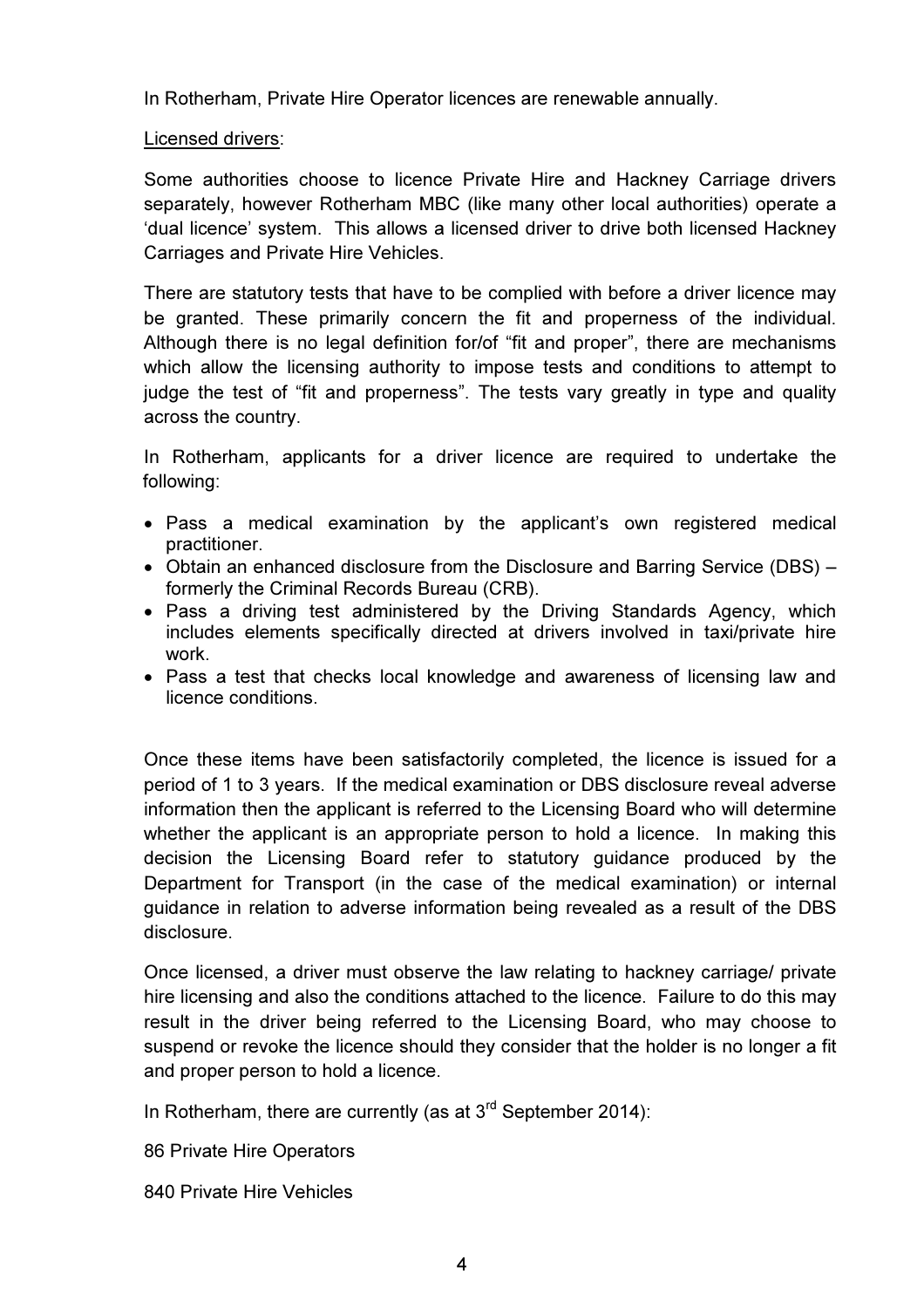In Rotherham, Private Hire Operator licences are renewable annually.

<u>Licensed drivers</u>:

Some authorities choose to licence Private Hire and Hackney Carriage drivers separately, however Rotherham MBC (like many other local authorities) operate a 'dual licence' system. This allows a licensed driver to drive both licensed Hackney Carriages and Private Hire Vehicles.

There are statutory tests that have to be complied with before a driver licence may be granted. These primarily concern the fit and properness of the individual. Although there is no legal definition for/of "fit and proper", there are mechanisms which allow the licensing authority to impose tests and conditions to attempt to judge the test of "fit and properness". The tests vary greatly in type and quality across the country.

In Rotherham, applicants for a driver licence are required to undertake the following:

- Pass a medical examination by the applicant's own registered medical practitioner.
- Obtain an enhanced disclosure from the Disclosure and Barring Service (DBS) – formerly the Criminal Records Bureau (CRB).
- Pass a driving test administered by the Driving Standards Agency, which includes elements specifically directed at drivers involved in taxi/private hire work.
- Pass a test that checks local knowledge and awareness of licensing law and licence conditions.

Once these items have been satisfactorily completed, the licence is issued for a period of 1 to 3 years. If the medical examination or DBS disclosure reveal adverse information then the applicant is referred to the Licensing Board who will determine whether the applicant is an appropriate person to hold a licence. In making this decision the Licensing Board refer to statutory guidance produced by the Department for Transport (in the case of the medical examination) or internal guidance in relation to adverse information being revealed as a result of the DBS disclosure.

Once licensed, a driver must observe the law relating to hackney carriage/ private hire licensing and also the conditions attached to the licence. Failure to do this may result in the driver being referred to the Licensing Board, who may choose to suspend or revoke the licence should they consider that the holder is no longer a fit and proper person to hold a licence.

In Rotherham, there are currently (as at 3rd September 2014):

86 Private Hire Operators

840 Private Hire Vehicles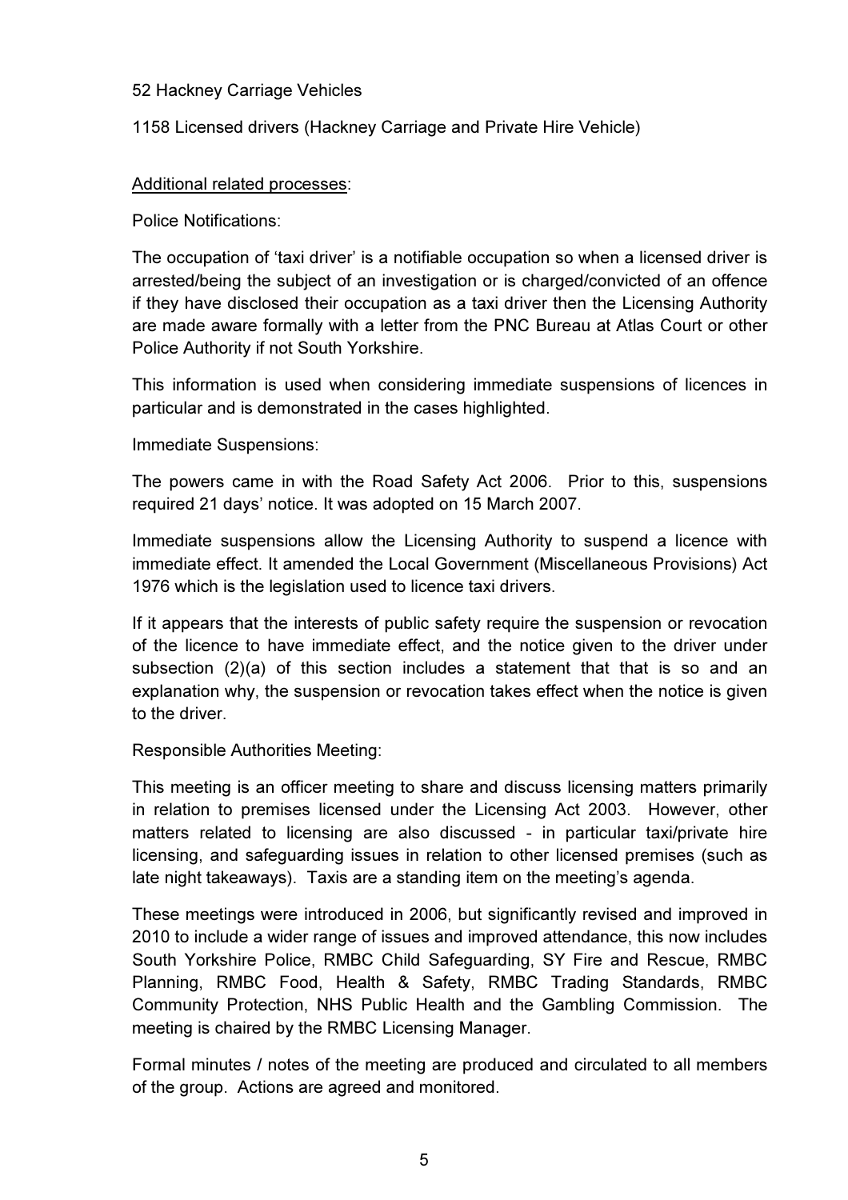52 Hackney Carriage Vehicles

1158 Licensed drivers (Hackney Carriage and Private Hire Vehicle)

<u>Additional related processes</u>:

Police Notifications:

The occupation of 'taxi driver' is a notifiable occupation so when a licensed driver is arrested/being the subject of an investigation or is charged/convicted of an offence if they have disclosed their occupation as a taxi driver then the Licensing Authority are made aware formally with a letter from the PNC Bureau at Atlas Court or other Police Authority if not South Yorkshire.

This information is used when considering immediate suspensions of licences in particular and is demonstrated in the cases highlighted.

Immediate Suspensions:

The powers came in with the Road Safety Act 2006. Prior to this, suspensions required 21 days' notice. It was adopted on 15 March 2007.

Immediate suspensions allow the Licensing Authority to suspend a licence with immediate effect. It amended the Local Government (Miscellaneous Provisions) Act 1976 which is the legislation used to licence taxi drivers.

If it appears that the interests of public safety require the suspension or revocation of the licence to have immediate effect, and the notice given to the driver under subsection (2)(a) of this section includes a statement that that is so and an explanation why, the suspension or revocation takes effect when the notice is given to the driver.

Responsible Authorities Meeting:

This meeting is an officer meeting to share and discuss licensing matters primarily in relation to premises licensed under the Licensing Act 2003. However, other matters related to licensing are also discussed - in particular taxi/private hire licensing, and safeguarding issues in relation to other licensed premises (such as late night takeaways). Taxis are a standing item on the meeting's agenda.

These meetings were introduced in 2006, but significantly revised and improved in 2010 to include a wider range of issues and improved attendance, this now includes South Yorkshire Police, RMBC Child Safeguarding, SY Fire and Rescue, RMBC Planning, RMBC Food, Health & Safety, RMBC Trading Standards, RMBC Community Protection, NHS Public Health and the Gambling Commission. The meeting is chaired by the RMBC Licensing Manager.

Formal minutes / notes of the meeting are produced and circulated to all members of the group. Actions are agreed and monitored.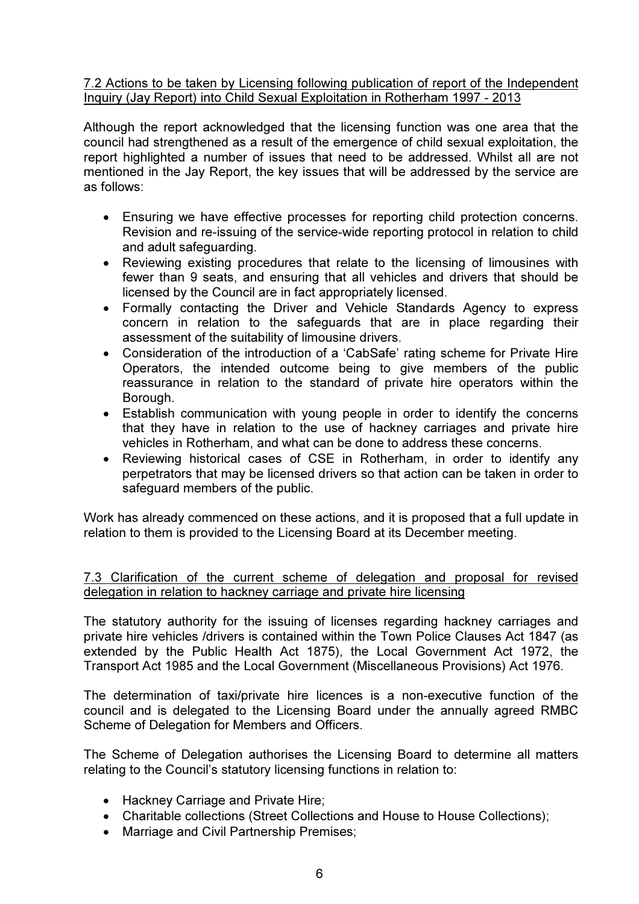7.2 Actions to be taken by Licensing following publication of report of the Independent Inquiry (Jay Report) into Child Sexual Exploitation in Rotherham 1997 - 2013

Although the report acknowledged that the licensing function was one area that the council had strengthened as a result of the emergence of child sexual exploitation, the report highlighted a number of issues that need to be addressed. Whilst all are not mentioned in the Jay Report, the key issues that will be addressed by the service are as follows:

- Ensuring we have effective processes for reporting child protection concerns. Revision and re-issuing of the service-wide reporting protocol in relation to child and adult safeguarding.
- Reviewing existing procedures that relate to the licensing of limousines with fewer than 9 seats, and ensuring that all vehicles and drivers that should be licensed by the Council are in fact appropriately licensed.
- Formally contacting the Driver and Vehicle Standards Agency to express concern in relation to the safeguards that are in place regarding their assessment of the suitability of limousine drivers.
- Consideration of the introduction of a 'CabSafe' rating scheme for Private Hire Operators, the intended outcome being to give members of the public reassurance in relation to the standard of private hire operators within the Borough.
- Establish communication with young people in order to identify the concerns that they have in relation to the use of hackney carriages and private hire vehicles in Rotherham, and what can be done to address these concerns.
- Reviewing historical cases of CSE in Rotherham, in order to identify any perpetrators that may be licensed drivers so that action can be taken in order to safeguard members of the public.

Work has already commenced on these actions, and it is proposed that a full update in relation to them is provided to the Licensing Board at its December meeting.

7.3 Clarification of the current scheme of delegation and proposal for revised delegation in relation to hackney carriage and private hire licensing

The statutory authority for the issuing of licenses regarding hackney carriages and private hire vehicles /drivers is contained within the Town Police Clauses Act 1847 (as extended by the Public Health Act 1875), the Local Government Act 1972, the Transport Act 1985 and the Local Government (Miscellaneous Provisions) Act 1976.

The determination of taxi/private hire licences is a non-executive function of the council and is delegated to the Licensing Board under the annually agreed RMBC Scheme of Delegation for Members and Officers.

The Scheme of Delegation authorises the Licensing Board to determine all matters relating to the Council's statutory licensing functions in relation to:

- Hackney Carriage and Private Hire;
- Charitable collections (Street Collections and House to House Collections);
- Marriage and Civil Partnership Premises;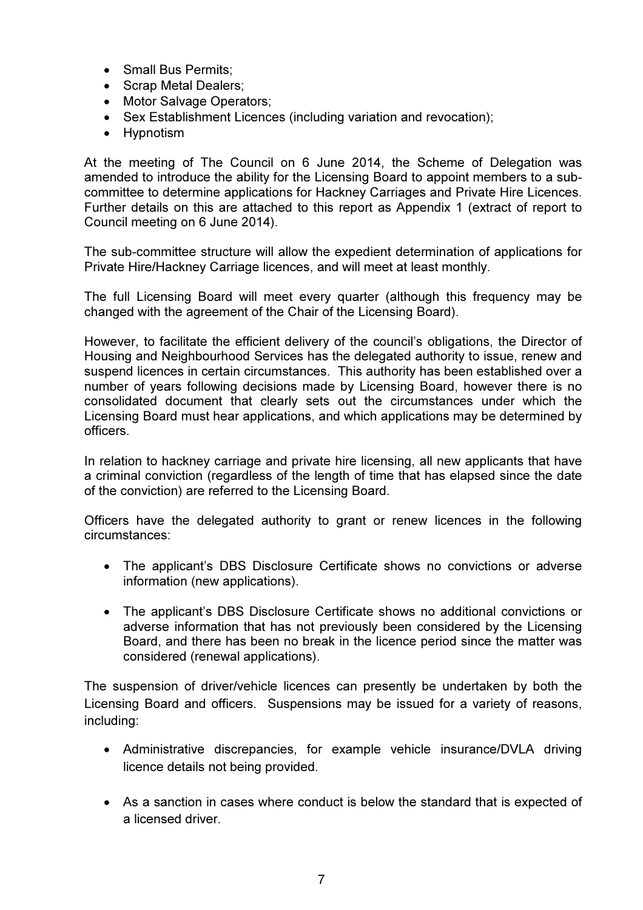- Small Bus Permits;
- Scrap Metal Dealers;
- Motor Salvage Operators;
- Sex Establishment Licences (including variation and revocation);
- Hypnotism

At the meeting of The Council on 6 June 2014, the Scheme of Delegation was amended to introduce the ability for the Licensing Board to appoint members to a sub-committee to determine applications for Hackney Carriages and Private Hire Licences. Further details on this are attached to this report as Appendix 1 (extract of report to Council meeting on 6 June 2014).

The sub-committee structure will allow the expedient determination of applications for Private Hire/Hackney Carriage licences, and will meet at least monthly.

The full Licensing Board will meet every quarter (although this frequency may be changed with the agreement of the Chair of the Licensing Board).

However, to facilitate the efficient delivery of the council's obligations, the Director of Housing and Neighbourhood Services has the delegated authority to issue, renew and suspend licences in certain circumstances. This authority has been established over a number of years following decisions made by Licensing Board, however there is no consolidated document that clearly sets out the circumstances under which the Licensing Board must hear applications, and which applications may be determined by officers.

In relation to hackney carriage and private hire licensing, all new applicants that have a criminal conviction (regardless of the length of time that has elapsed since the date of the conviction) are referred to the Licensing Board.

Officers have the delegated authority to grant or renew licences in the following circumstances:

- The applicant's DBS Disclosure Certificate shows no convictions or adverse information (new applications).

- The applicant's DBS Disclosure Certificate shows no additional convictions or adverse information that has not previously been considered by the Licensing Board, and there has been no break in the licence period since the matter was considered (renewal applications).

The suspension of driver/vehicle licences can presently be undertaken by both the Licensing Board and officers. Suspensions may be issued for a variety of reasons, including:

- Administrative discrepancies, for example vehicle insurance/DVLA driving licence details not being provided.

- As a sanction in cases where conduct is below the standard that is expected of a licensed driver.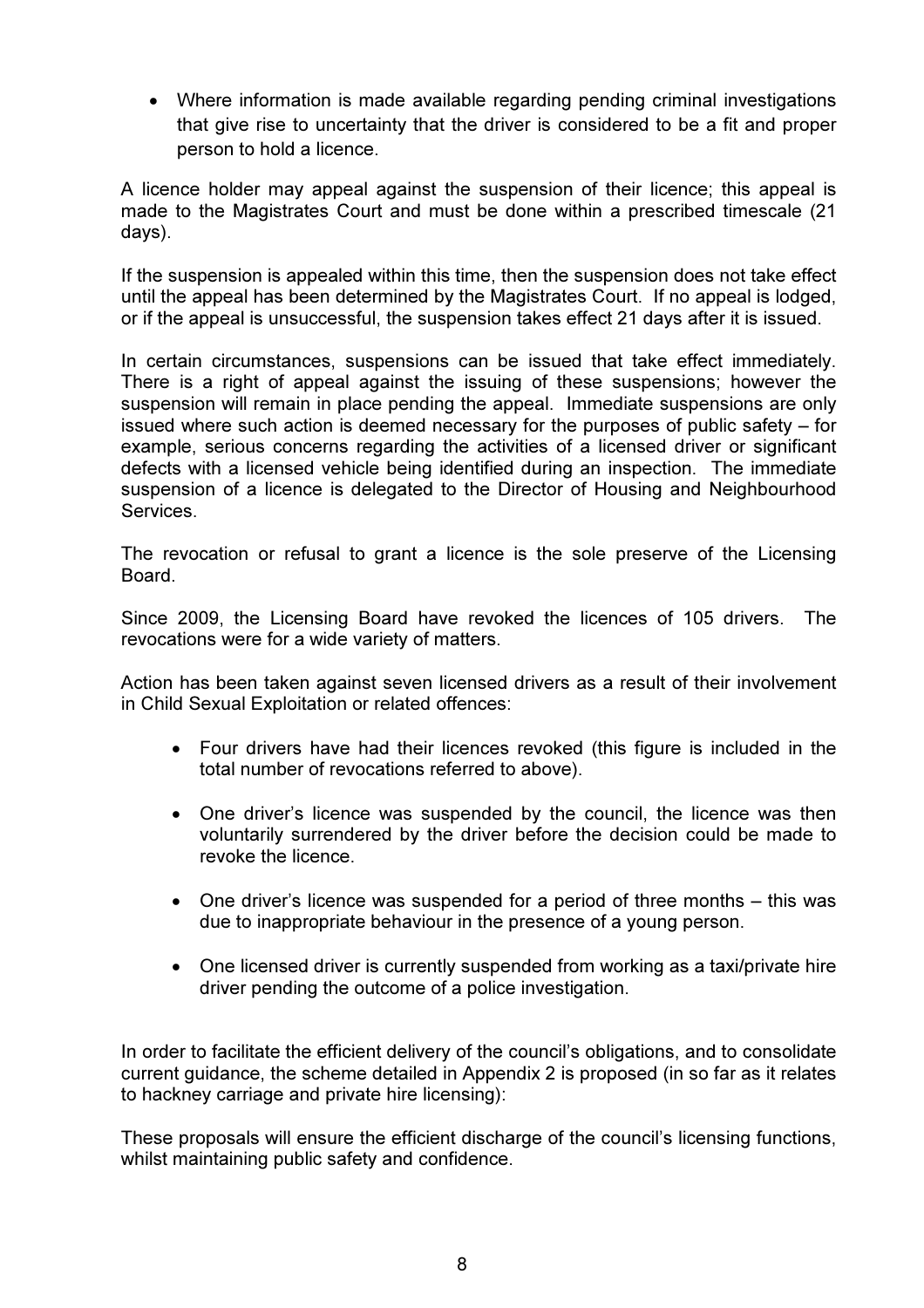- Where information is made available regarding pending criminal investigations that give rise to uncertainty that the driver is considered to be a fit and proper person to hold a licence.

A licence holder may appeal against the suspension of their licence; this appeal is made to the Magistrates Court and must be done within a prescribed timescale (21 days).

If the suspension is appealed within this time, then the suspension does not take effect until the appeal has been determined by the Magistrates Court. If no appeal is lodged, or if the appeal is unsuccessful, the suspension takes effect 21 days after it is issued.

In certain circumstances, suspensions can be issued that take effect immediately. There is a right of appeal against the issuing of these suspensions; however the suspension will remain in place pending the appeal. Immediate suspensions are only issued where such action is deemed necessary for the purposes of public safety – for example, serious concerns regarding the activities of a licensed driver or significant defects with a licensed vehicle being identified during an inspection. The immediate suspension of a licence is delegated to the Director of Housing and Neighbourhood Services.

The revocation or refusal to grant a licence is the sole preserve of the Licensing Board.

Since 2009, the Licensing Board have revoked the licences of 105 drivers. The revocations were for a wide variety of matters.

Action has been taken against seven licensed drivers as a result of their involvement in Child Sexual Exploitation or related offences:

- Four drivers have had their licences revoked (this figure is included in the total number of revocations referred to above).
- One driver's licence was suspended by the council, the licence was then voluntarily surrendered by the driver before the decision could be made to revoke the licence.
- One driver's licence was suspended for a period of three months – this was due to inappropriate behaviour in the presence of a young person.
- One licensed driver is currently suspended from working as a taxi/private hire driver pending the outcome of a police investigation.

In order to facilitate the efficient delivery of the council's obligations, and to consolidate current guidance, the scheme detailed in Appendix 2 is proposed (in so far as it relates to hackney carriage and private hire licensing):

These proposals will ensure the efficient discharge of the council's licensing functions, whilst maintaining public safety and confidence.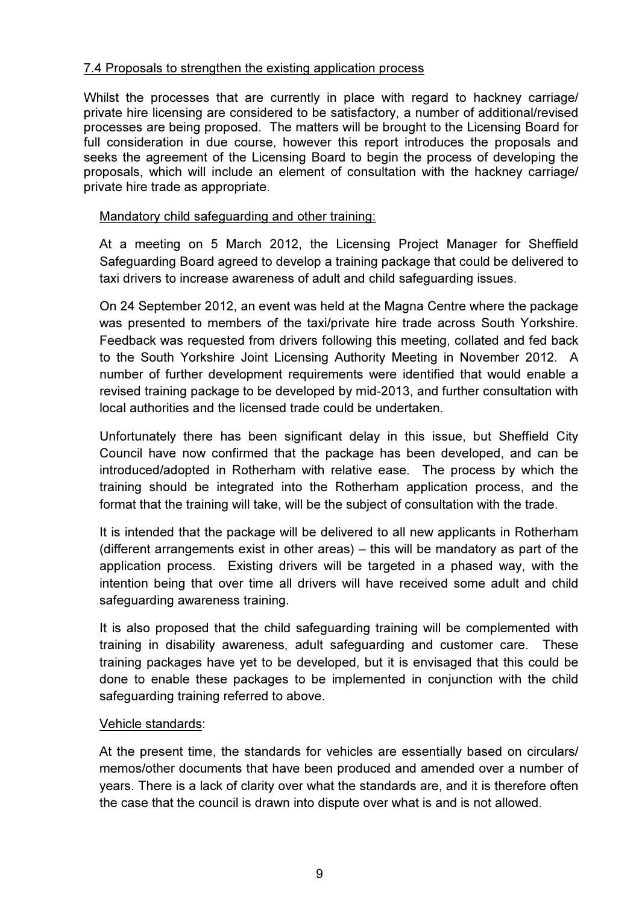### 7.4 Proposals to strengthen the existing application process

Whilst the processes that are currently in place with regard to hackney carriage/ private hire licensing are considered to be satisfactory, a number of additional/revised processes are being proposed. The matters will be brought to the Licensing Board for full consideration in due course, however this report introduces the proposals and seeks the agreement of the Licensing Board to begin the process of developing the proposals, which will include an element of consultation with the hackney carriage/ private hire trade as appropriate.

Mandatory child safeguarding and other training:

At a meeting on 5 March 2012, the Licensing Project Manager for Sheffield Safeguarding Board agreed to develop a training package that could be delivered to taxi drivers to increase awareness of adult and child safeguarding issues.

On 24 September 2012, an event was held at the Magna Centre where the package was presented to members of the taxi/private hire trade across South Yorkshire. Feedback was requested from drivers following this meeting, collated and fed back to the South Yorkshire Joint Licensing Authority Meeting in November 2012. A number of further development requirements were identified that would enable a revised training package to be developed by mid-2013, and further consultation with local authorities and the licensed trade could be undertaken.

Unfortunately there has been significant delay in this issue, but Sheffield City Council have now confirmed that the package has been developed, and can be introduced/adopted in Rotherham with relative ease. The process by which the training should be integrated into the Rotherham application process, and the format that the training will take, will be the subject of consultation with the trade.

It is intended that the package will be delivered to all new applicants in Rotherham (different arrangements exist in other areas) – this will be mandatory as part of the application process. Existing drivers will be targeted in a phased way, with the intention being that over time all drivers will have received some adult and child safeguarding awareness training.

It is also proposed that the child safeguarding training will be complemented with training in disability awareness, adult safeguarding and customer care. These training packages have yet to be developed, but it is envisaged that this could be done to enable these packages to be implemented in conjunction with the child safeguarding training referred to above.

Vehicle standards:

At the present time, the standards for vehicles are essentially based on circulars/ memos/other documents that have been produced and amended over a number of years. There is a lack of clarity over what the standards are, and it is therefore often the case that the council is drawn into dispute over what is and is not allowed.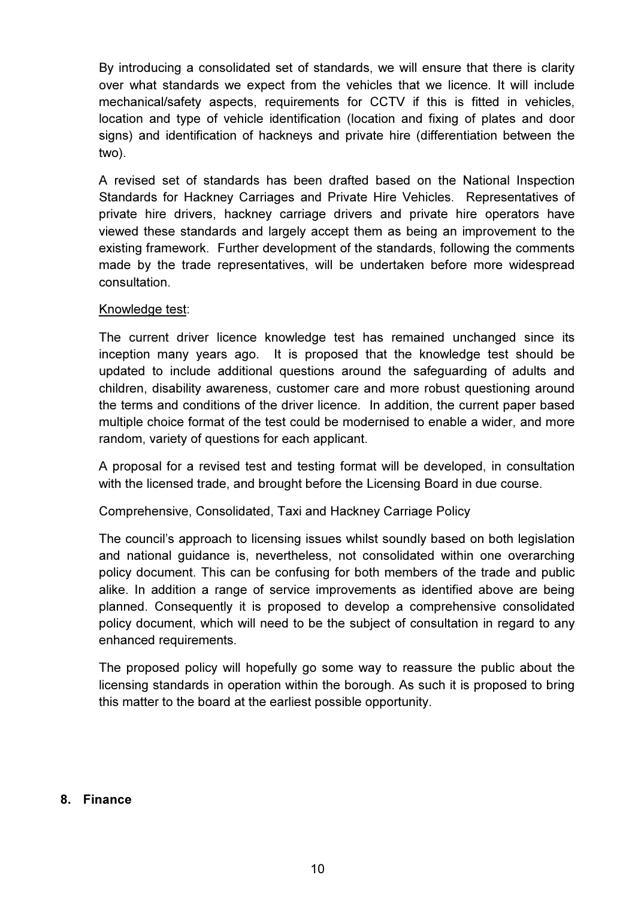By introducing a consolidated set of standards, we will ensure that there is clarity over what standards we expect from the vehicles that we licence. It will include mechanical/safety aspects, requirements for CCTV if this is fitted in vehicles, location and type of vehicle identification (location and fixing of plates and door signs) and identification of hackneys and private hire (differentiation between the two).

A revised set of standards has been drafted based on the National Inspection Standards for Hackney Carriages and Private Hire Vehicles. Representatives of private hire drivers, hackney carriage drivers and private hire operators have viewed these standards and largely accept them as being an improvement to the existing framework. Further development of the standards, following the comments made by the trade representatives, will be undertaken before more widespread consultation.

<u>Knowledge test</u>:

The current driver licence knowledge test has remained unchanged since its inception many years ago. It is proposed that the knowledge test should be updated to include additional questions around the safeguarding of adults and children, disability awareness, customer care and more robust questioning around the terms and conditions of the driver licence. In addition, the current paper based multiple choice format of the test could be modernised to enable a wider, and more random, variety of questions for each applicant.

A proposal for a revised test and testing format will be developed, in consultation with the licensed trade, and brought before the Licensing Board in due course.

Comprehensive, Consolidated, Taxi and Hackney Carriage Policy

The council's approach to licensing issues whilst soundly based on both legislation and national guidance is, nevertheless, not consolidated within one overarching policy document. This can be confusing for both members of the trade and public alike. In addition a range of service improvements as identified above are being planned. Consequently it is proposed to develop a comprehensive consolidated policy document, which will need to be the subject of consultation in regard to any enhanced requirements.

The proposed policy will hopefully go some way to reassure the public about the licensing standards in operation within the borough. As such it is proposed to bring this matter to the board at the earliest possible opportunity.

## 8. Finance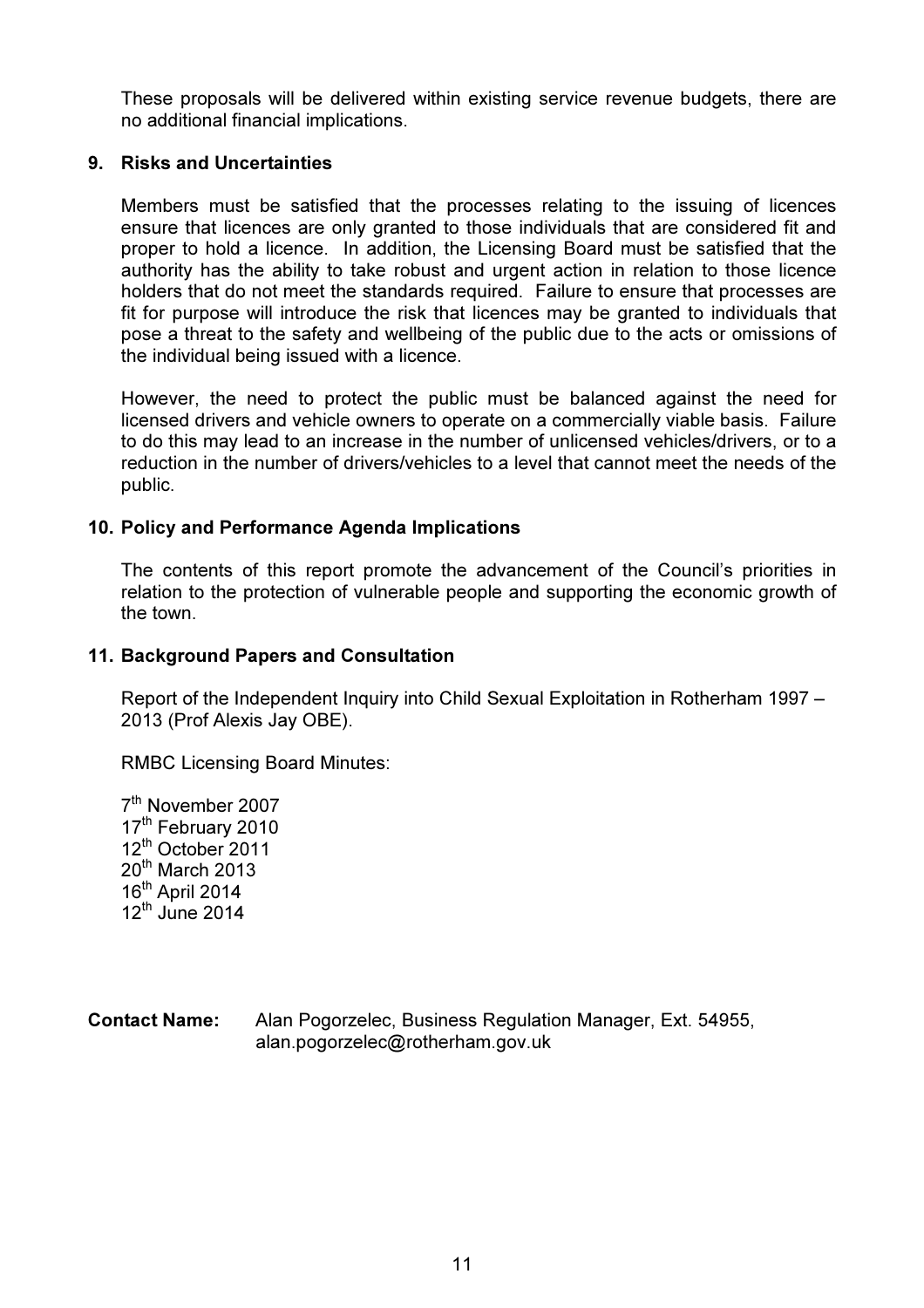These proposals will be delivered within existing service revenue budgets, there are no additional financial implications.

## 9. Risks and Uncertainties

Members must be satisfied that the processes relating to the issuing of licences ensure that licences are only granted to those individuals that are considered fit and proper to hold a licence. In addition, the Licensing Board must be satisfied that the authority has the ability to take robust and urgent action in relation to those licence holders that do not meet the standards required. Failure to ensure that processes are fit for purpose will introduce the risk that licences may be granted to individuals that pose a threat to the safety and wellbeing of the public due to the acts or omissions of the individual being issued with a licence.

However, the need to protect the public must be balanced against the need for licensed drivers and vehicle owners to operate on a commercially viable basis. Failure to do this may lead to an increase in the number of unlicensed vehicles/drivers, or to a reduction in the number of drivers/vehicles to a level that cannot meet the needs of the public.

## 10. Policy and Performance Agenda Implications

The contents of this report promote the advancement of the Council's priorities in relation to the protection of vulnerable people and supporting the economic growth of the town.

## 11. Background Papers and Consultation

Report of the Independent Inquiry into Child Sexual Exploitation in Rotherham 1997 – 2013 (Prof Alexis Jay OBE).

RMBC Licensing Board Minutes:

7th November 2007
17th February 2010
12th October 2011
20th March 2013
16th April 2014
12th June 2014

**Contact Name:** Alan Pogorzelec, Business Regulation Manager, Ext. 54955, alan.pogorzelec@rotherham.gov.uk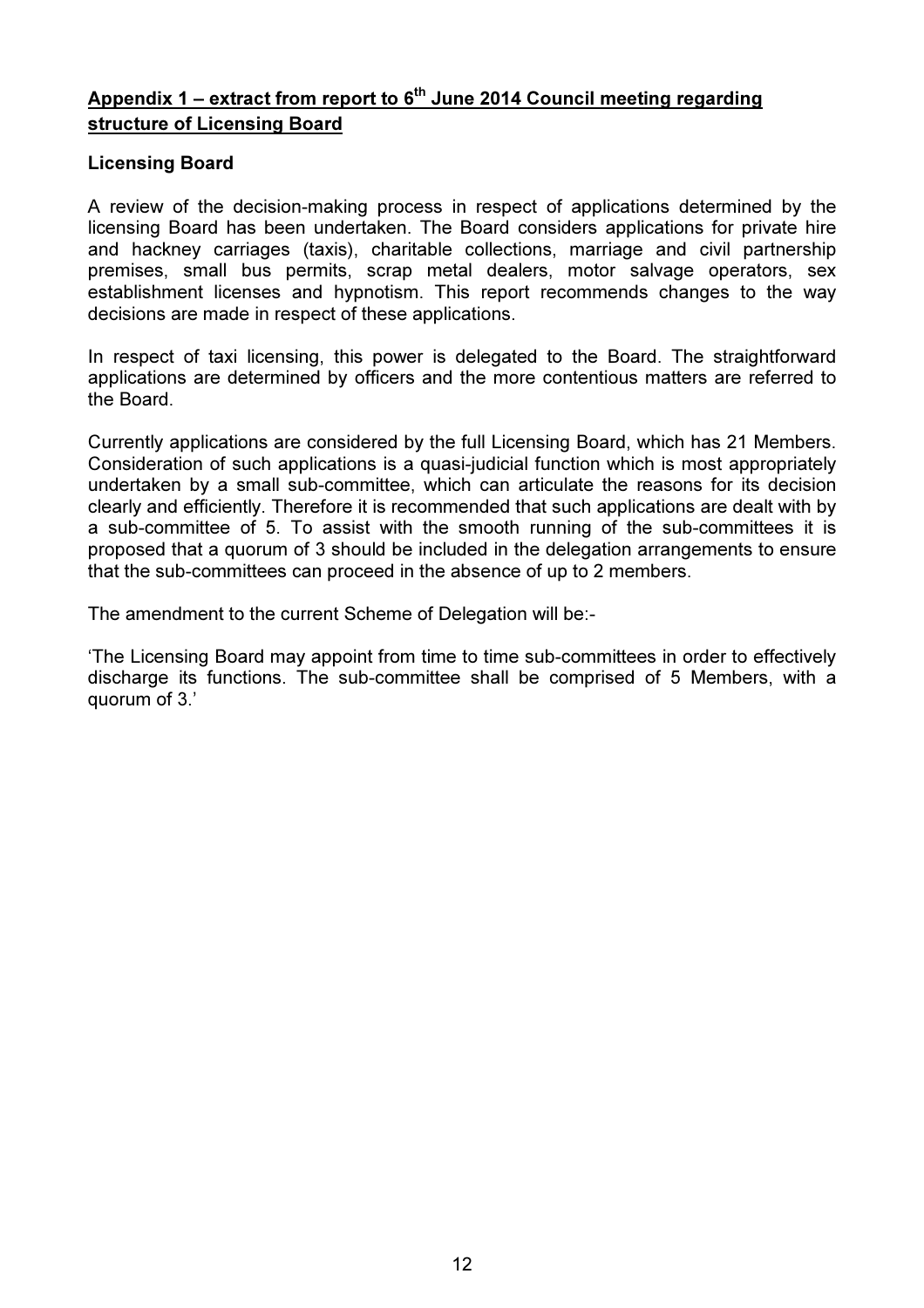## Appendix 1 – extract from report to 6th June 2014 Council meeting regarding structure of Licensing Board

**Licensing Board**

A review of the decision-making process in respect of applications determined by the licensing Board has been undertaken. The Board considers applications for private hire and hackney carriages (taxis), charitable collections, marriage and civil partnership premises, small bus permits, scrap metal dealers, motor salvage operators, sex establishment licenses and hypnotism. This report recommends changes to the way decisions are made in respect of these applications.

In respect of taxi licensing, this power is delegated to the Board. The straightforward applications are determined by officers and the more contentious matters are referred to the Board.

Currently applications are considered by the full Licensing Board, which has 21 Members. Consideration of such applications is a quasi-judicial function which is most appropriately undertaken by a small sub-committee, which can articulate the reasons for its decision clearly and efficiently. Therefore it is recommended that such applications are dealt with by a sub-committee of 5. To assist with the smooth running of the sub-committees it is proposed that a quorum of 3 should be included in the delegation arrangements to ensure that the sub-committees can proceed in the absence of up to 2 members.

The amendment to the current Scheme of Delegation will be:-

'The Licensing Board may appoint from time to time sub-committees in order to effectively discharge its functions. The sub-committee shall be comprised of 5 Members, with a quorum of 3.'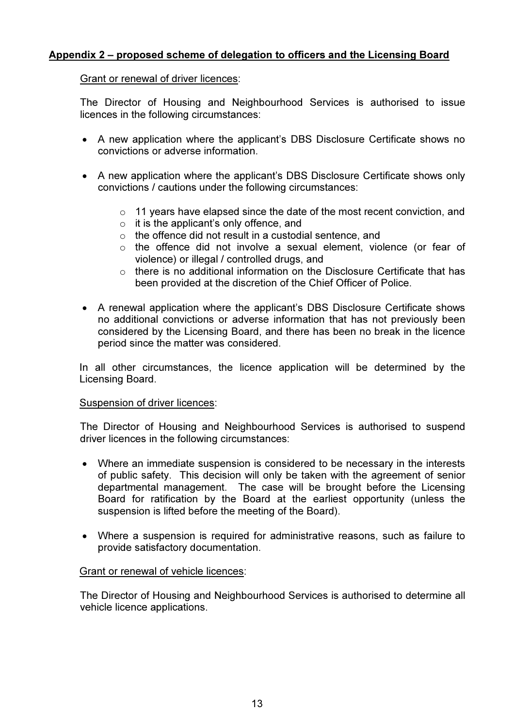## Appendix 2 – proposed scheme of delegation to officers and the Licensing Board

Grant or renewal of driver licences:

The Director of Housing and Neighbourhood Services is authorised to issue licences in the following circumstances:

- A new application where the applicant's DBS Disclosure Certificate shows no convictions or adverse information.
- A new application where the applicant's DBS Disclosure Certificate shows only convictions / cautions under the following circumstances:
  - 11 years have elapsed since the date of the most recent conviction, and
  - it is the applicant's only offence, and
  - the offence did not result in a custodial sentence, and
  - the offence did not involve a sexual element, violence (or fear of violence) or illegal / controlled drugs, and
  - there is no additional information on the Disclosure Certificate that has been provided at the discretion of the Chief Officer of Police.
- A renewal application where the applicant's DBS Disclosure Certificate shows no additional convictions or adverse information that has not previously been considered by the Licensing Board, and there has been no break in the licence period since the matter was considered.

In all other circumstances, the licence application will be determined by the Licensing Board.

Suspension of driver licences:

The Director of Housing and Neighbourhood Services is authorised to suspend driver licences in the following circumstances:

- Where an immediate suspension is considered to be necessary in the interests of public safety. This decision will only be taken with the agreement of senior departmental management. The case will be brought before the Licensing Board for ratification by the Board at the earliest opportunity (unless the suspension is lifted before the meeting of the Board).
- Where a suspension is required for administrative reasons, such as failure to provide satisfactory documentation.

Grant or renewal of vehicle licences:

The Director of Housing and Neighbourhood Services is authorised to determine all vehicle licence applications.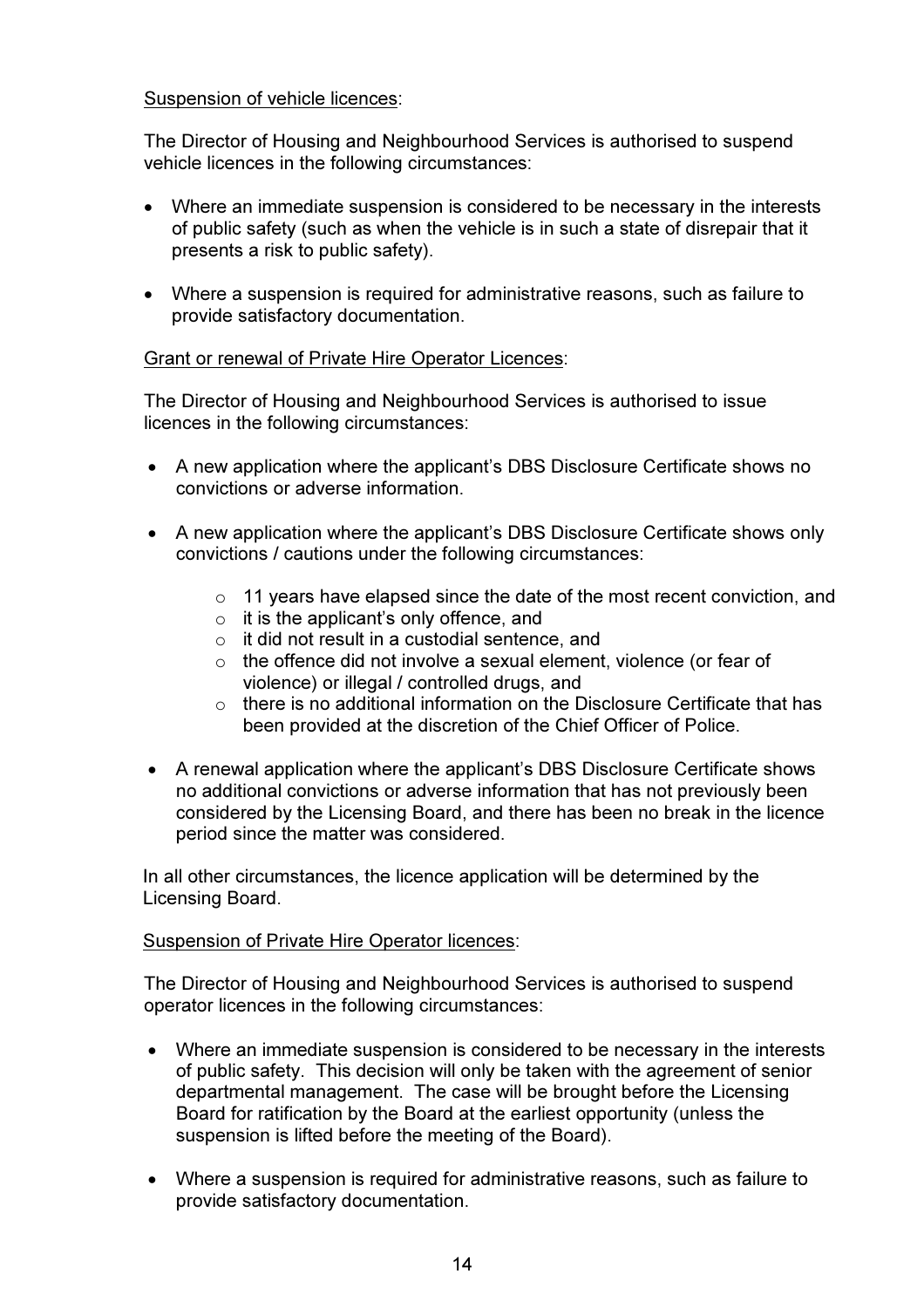<u>Suspension of vehicle licences</u>:

The Director of Housing and Neighbourhood Services is authorised to suspend vehicle licences in the following circumstances:

- Where an immediate suspension is considered to be necessary in the interests of public safety (such as when the vehicle is in such a state of disrepair that it presents a risk to public safety).

- Where a suspension is required for administrative reasons, such as failure to provide satisfactory documentation.

<u>Grant or renewal of Private Hire Operator Licences</u>:

The Director of Housing and Neighbourhood Services is authorised to issue licences in the following circumstances:

- A new application where the applicant's DBS Disclosure Certificate shows no convictions or adverse information.

- A new application where the applicant's DBS Disclosure Certificate shows only convictions / cautions under the following circumstances:

    - 11 years have elapsed since the date of the most recent conviction, and
    - it is the applicant's only offence, and
    - it did not result in a custodial sentence, and
    - the offence did not involve a sexual element, violence (or fear of violence) or illegal / controlled drugs, and
    - there is no additional information on the Disclosure Certificate that has been provided at the discretion of the Chief Officer of Police.

- A renewal application where the applicant's DBS Disclosure Certificate shows no additional convictions or adverse information that has not previously been considered by the Licensing Board, and there has been no break in the licence period since the matter was considered.

In all other circumstances, the licence application will be determined by the Licensing Board.

<u>Suspension of Private Hire Operator licences</u>:

The Director of Housing and Neighbourhood Services is authorised to suspend operator licences in the following circumstances:

- Where an immediate suspension is considered to be necessary in the interests of public safety. This decision will only be taken with the agreement of senior departmental management. The case will be brought before the Licensing Board for ratification by the Board at the earliest opportunity (unless the suspension is lifted before the meeting of the Board).

- Where a suspension is required for administrative reasons, such as failure to provide satisfactory documentation.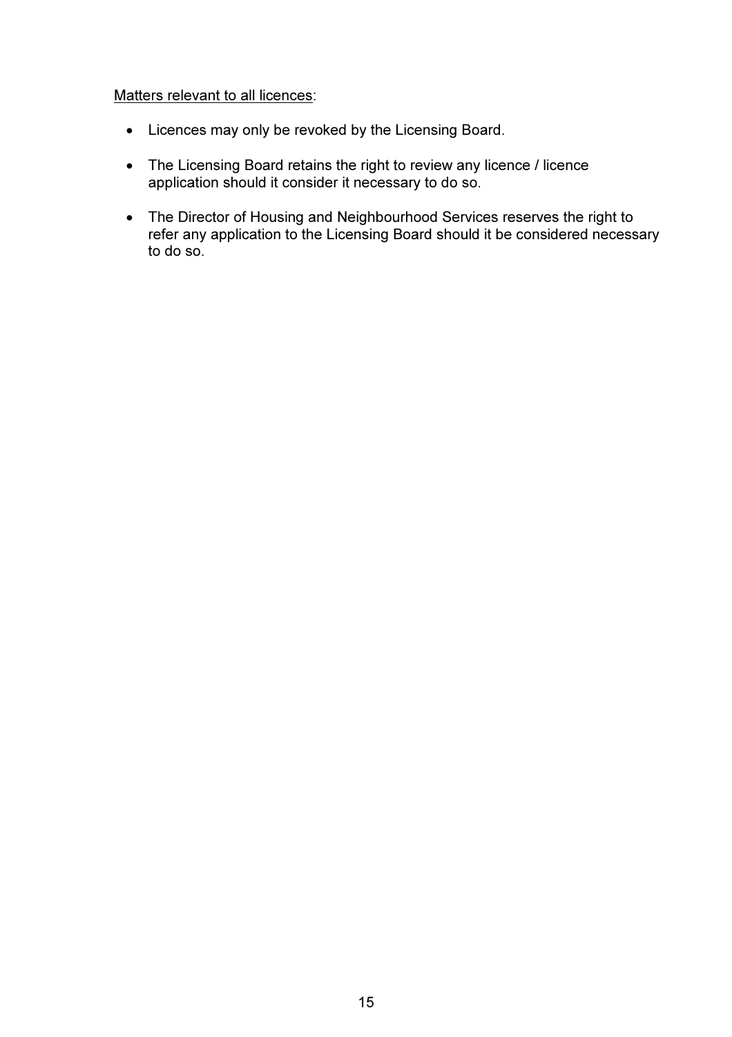Matters relevant to all licences:

- Licences may only be revoked by the Licensing Board.
- The Licensing Board retains the right to review any licence / licence application should it consider it necessary to do so.
- The Director of Housing and Neighbourhood Services reserves the right to refer any application to the Licensing Board should it be considered necessary to do so.